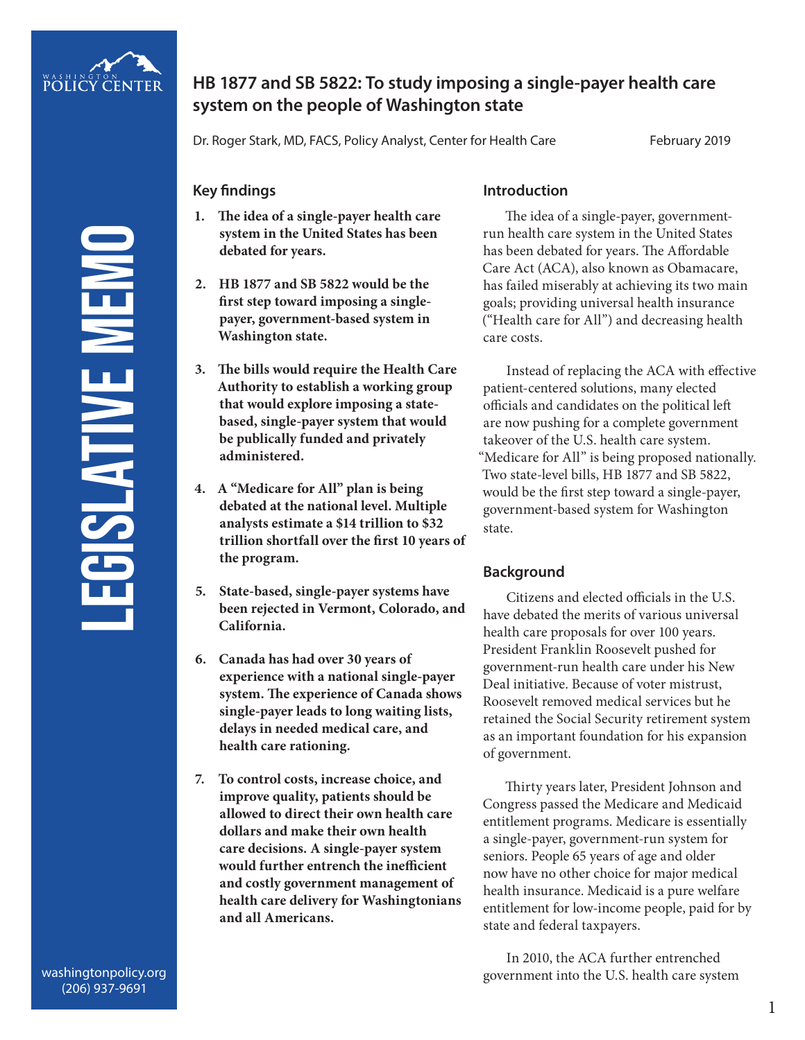# HB 1877 and SB 5822: To study imposing a single-payer health care system on the people of Washington state

Dr. Roger Stark, MD, FACS, Policy Analyst, Center for Health Care

February 2019

LEGISLATIVE MEMO

## Key findings

1. **The idea of a single-payer health care system in the United States has been debated for years.**
2. **HB 1877 and SB 5822 would be the first step toward imposing a single-payer, government-based system in Washington state.**
3. **The bills would require the Health Care Authority to establish a working group that would explore imposing a state-based, single-payer system that would be publically funded and privately administered.**
4. **A "Medicare for All" plan is being debated at the national level. Multiple analysts estimate a $14 trillion to $32 trillion shortfall over the first 10 years of the program.**
5. **State-based, single-payer systems have been rejected in Vermont, Colorado, and California.**
6. **Canada has had over 30 years of experience with a national single-payer system. The experience of Canada shows single-payer leads to long waiting lists, delays in needed medical care, and health care rationing.**
7. **To control costs, increase choice, and improve quality, patients should be allowed to direct their own health care dollars and make their own health care decisions. A single-payer system would further entrench the inefficient and costly government management of health care delivery for Washingtonians and all Americans.**

## Introduction

The idea of a single-payer, government-run health care system in the United States has been debated for years. The Affordable Care Act (ACA), also known as Obamacare, has failed miserably at achieving its two main goals; providing universal health insurance ("Health care for All") and decreasing health care costs.

Instead of replacing the ACA with effective patient-centered solutions, many elected officials and candidates on the political left are now pushing for a complete government takeover of the U.S. health care system. "Medicare for All" is being proposed nationally. Two state-level bills, HB 1877 and SB 5822, would be the first step toward a single-payer, government-based system for Washington state.

## Background

Citizens and elected officials in the U.S. have debated the merits of various universal health care proposals for over 100 years. President Franklin Roosevelt pushed for government-run health care under his New Deal initiative. Because of voter mistrust, Roosevelt removed medical services but he retained the Social Security retirement system as an important foundation for his expansion of government.

Thirty years later, President Johnson and Congress passed the Medicare and Medicaid entitlement programs. Medicare is essentially a single-payer, government-run system for seniors. People 65 years of age and older now have no other choice for major medical health insurance. Medicaid is a pure welfare entitlement for low-income people, paid for by state and federal taxpayers.

In 2010, the ACA further entrenched government into the U.S. health care system

washingtonpolicy.org
(206) 937-9691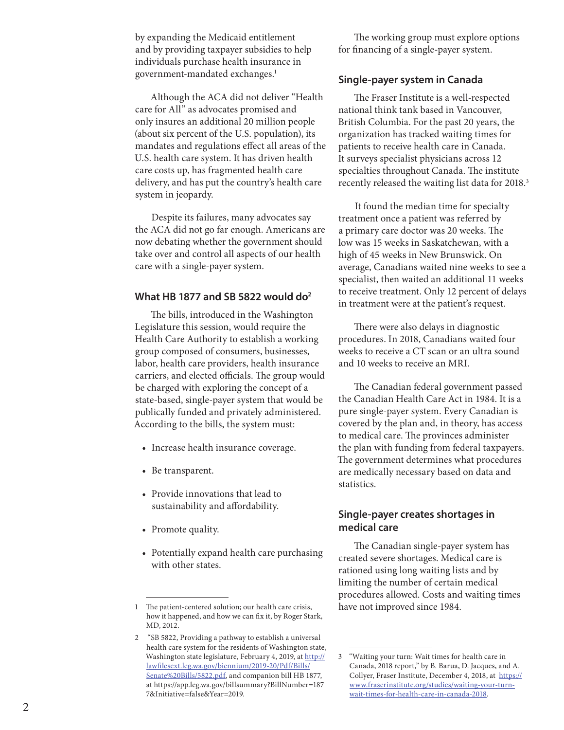by expanding the Medicaid entitlement and by providing taxpayer subsidies to help individuals purchase health insurance in government-mandated exchanges.[1]

Although the ACA did not deliver "Health care for All" as advocates promised and only insures an additional 20 million people (about six percent of the U.S. population), its mandates and regulations effect all areas of the U.S. health care system. It has driven health care costs up, has fragmented health care delivery, and has put the country's health care system in jeopardy.

Despite its failures, many advocates say the ACA did not go far enough. Americans are now debating whether the government should take over and control all aspects of our health care with a single-payer system.

## What HB 1877 and SB 5822 would do[2]

The bills, introduced in the Washington Legislature this session, would require the Health Care Authority to establish a working group composed of consumers, businesses, labor, health care providers, health insurance carriers, and elected officials. The group would be charged with exploring the concept of a state-based, single-payer system that would be publically funded and privately administered. According to the bills, the system must:

- Increase health insurance coverage.
- Be transparent.
- Provide innovations that lead to sustainability and affordability.
- Promote quality.
- Potentially expand health care purchasing with other states.

The working group must explore options for financing of a single-payer system.

## Single-payer system in Canada

The Fraser Institute is a well-respected national think tank based in Vancouver, British Columbia. For the past 20 years, the organization has tracked waiting times for patients to receive health care in Canada. It surveys specialist physicians across 12 specialties throughout Canada. The institute recently released the waiting list data for 2018.[3]

It found the median time for specialty treatment once a patient was referred by a primary care doctor was 20 weeks. The low was 15 weeks in Saskatchewan, with a high of 45 weeks in New Brunswick. On average, Canadians waited nine weeks to see a specialist, then waited an additional 11 weeks to receive treatment. Only 12 percent of delays in treatment were at the patient's request.

There were also delays in diagnostic procedures. In 2018, Canadians waited four weeks to receive a CT scan or an ultra sound and 10 weeks to receive an MRI.

The Canadian federal government passed the Canadian Health Care Act in 1984. It is a pure single-payer system. Every Canadian is covered by the plan and, in theory, has access to medical care. The provinces administer the plan with funding from federal taxpayers. The government determines what procedures are medically necessary based on data and statistics.

## Single-payer creates shortages in medical care

The Canadian single-payer system has created severe shortages. Medical care is rationed using long waiting lists and by limiting the number of certain medical procedures allowed. Costs and waiting times have not improved since 1984.

---

1 The patient-centered solution; our health care crisis, how it happened, and how we can fix it, by Roger Stark, MD, 2012.

2 "SB 5822, Providing a pathway to establish a universal health care system for the residents of Washington state, Washington state legislature, February 4, 2019, at http://lawfilesext.leg.wa.gov/biennium/2019-20/Pdf/Bills/Senate%20Bills/5822.pdf, and companion bill HB 1877, at https://app.leg.wa.gov/billsummary?BillNumber=1877&Initiative=false&Year=2019.

3 "Waiting your turn: Wait times for health care in Canada, 2018 report," by B. Barua, D. Jacques, and A. Collyer, Fraser Institute, December 4, 2018, at https://www.fraserinstitute.org/studies/waiting-your-turn-wait-times-for-health-care-in-canada-2018.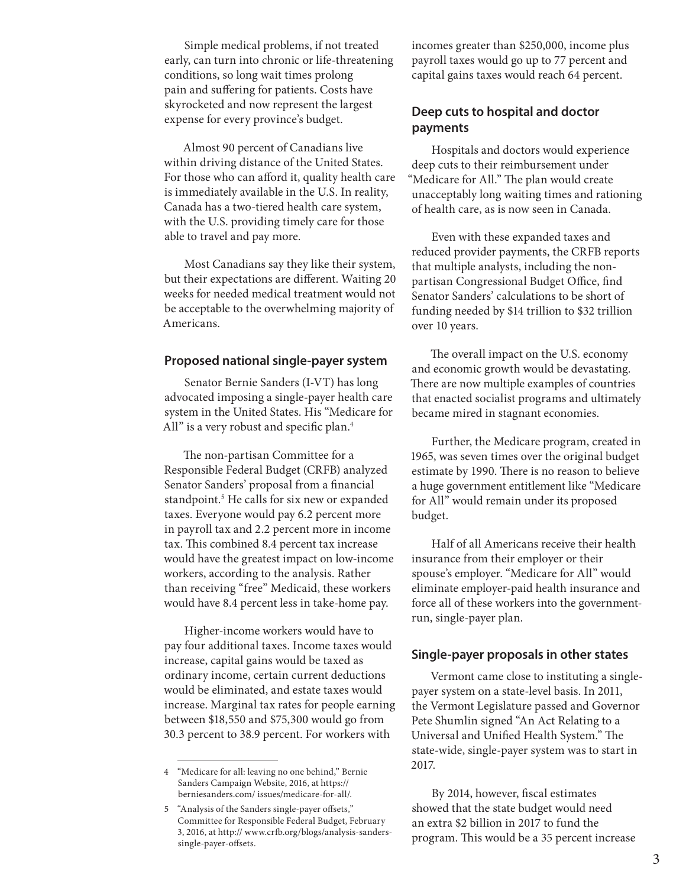Simple medical problems, if not treated early, can turn into chronic or life-threatening conditions, so long wait times prolong pain and suffering for patients. Costs have skyrocketed and now represent the largest expense for every province's budget.

Almost 90 percent of Canadians live within driving distance of the United States. For those who can afford it, quality health care is immediately available in the U.S. In reality, Canada has a two-tiered health care system, with the U.S. providing timely care for those able to travel and pay more.

Most Canadians say they like their system, but their expectations are different. Waiting 20 weeks for needed medical treatment would not be acceptable to the overwhelming majority of Americans.

### Proposed national single-payer system

Senator Bernie Sanders (I-VT) has long advocated imposing a single-payer health care system in the United States. His "Medicare for All" is a very robust and specific plan.[4]

The non-partisan Committee for a Responsible Federal Budget (CRFB) analyzed Senator Sanders' proposal from a financial standpoint.[5] He calls for six new or expanded taxes. Everyone would pay 6.2 percent more in payroll tax and 2.2 percent more in income tax. This combined 8.4 percent tax increase would have the greatest impact on low-income workers, according to the analysis. Rather than receiving "free" Medicaid, these workers would have 8.4 percent less in take-home pay.

Higher-income workers would have to pay four additional taxes. Income taxes would increase, capital gains would be taxed as ordinary income, certain current deductions would be eliminated, and estate taxes would increase. Marginal tax rates for people earning between $18,550 and $75,300 would go from 30.3 percent to 38.9 percent. For workers with incomes greater than $250,000, income plus payroll taxes would go up to 77 percent and capital gains taxes would reach 64 percent.

### Deep cuts to hospital and doctor payments

Hospitals and doctors would experience deep cuts to their reimbursement under "Medicare for All." The plan would create unacceptably long waiting times and rationing of health care, as is now seen in Canada.

Even with these expanded taxes and reduced provider payments, the CRFB reports that multiple analysts, including the non-partisan Congressional Budget Office, find Senator Sanders' calculations to be short of funding needed by $14 trillion to $32 trillion over 10 years.

The overall impact on the U.S. economy and economic growth would be devastating. There are now multiple examples of countries that enacted socialist programs and ultimately became mired in stagnant economies.

Further, the Medicare program, created in 1965, was seven times over the original budget estimate by 1990. There is no reason to believe a huge government entitlement like "Medicare for All" would remain under its proposed budget.

Half of all Americans receive their health insurance from their employer or their spouse's employer. "Medicare for All" would eliminate employer-paid health insurance and force all of these workers into the government-run, single-payer plan.

### Single-payer proposals in other states

Vermont came close to instituting a single-payer system on a state-level basis. In 2011, the Vermont Legislature passed and Governor Pete Shumlin signed "An Act Relating to a Universal and Unified Health System." The state-wide, single-payer system was to start in 2017.

By 2014, however, fiscal estimates showed that the state budget would need an extra $2 billion in 2017 to fund the program. This would be a 35 percent increase

---

4 "Medicare for all: leaving no one behind," Bernie Sanders Campaign Website, 2016, at https:// berniesanders.com/ issues/medicare-for-all/.

5 "Analysis of the Sanders single-payer offsets," Committee for Responsible Federal Budget, February 3, 2016, at http:// www.crfb.org/blogs/analysis-sanders-single-payer-offsets.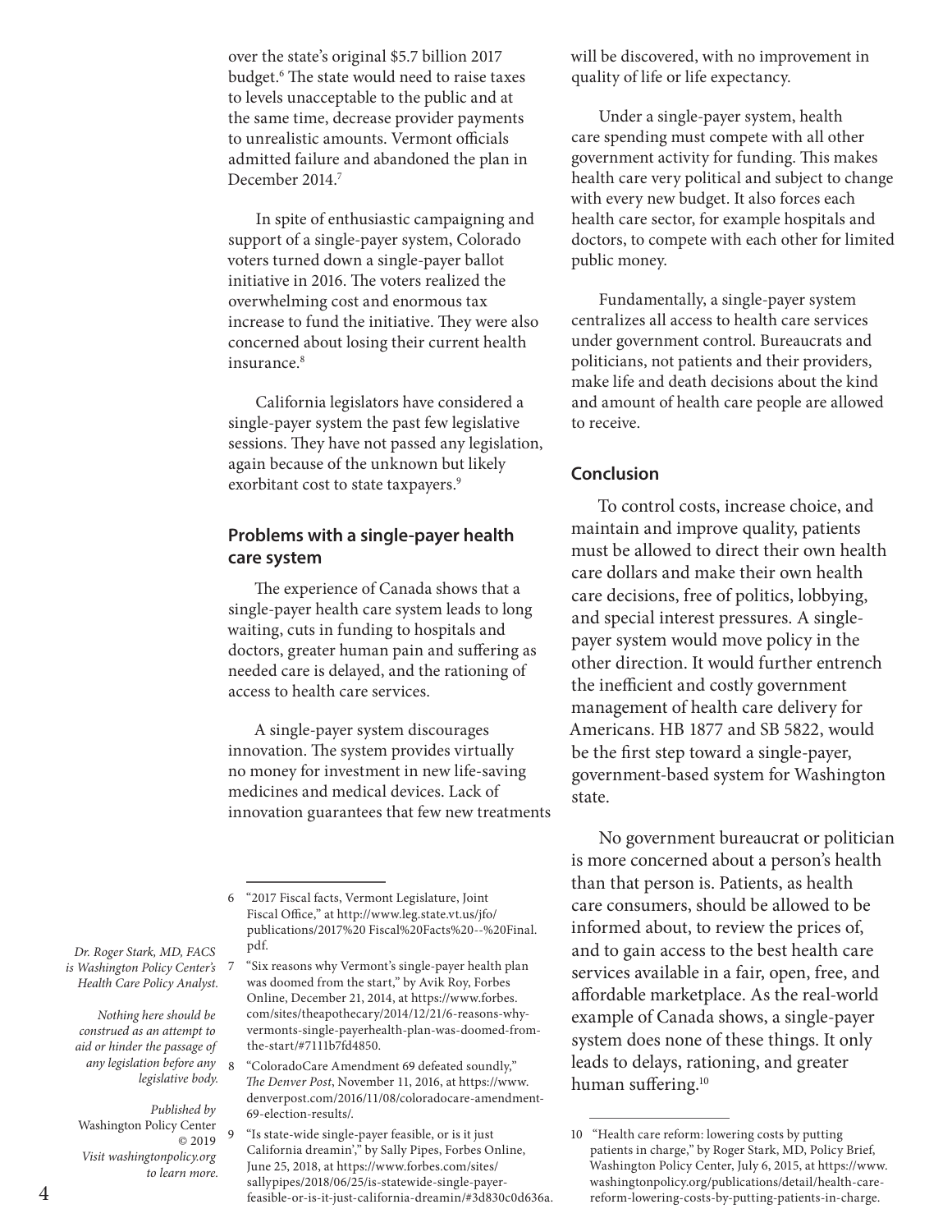over the state's original $5.7 billion 2017 budget.[6] The state would need to raise taxes to levels unacceptable to the public and at the same time, decrease provider payments to unrealistic amounts. Vermont officials admitted failure and abandoned the plan in December 2014.[7]

In spite of enthusiastic campaigning and support of a single-payer system, Colorado voters turned down a single-payer ballot initiative in 2016. The voters realized the overwhelming cost and enormous tax increase to fund the initiative. They were also concerned about losing their current health insurance.[8]

California legislators have considered a single-payer system the past few legislative sessions. They have not passed any legislation, again because of the unknown but likely exorbitant cost to state taxpayers.[9]

## Problems with a single-payer health care system

The experience of Canada shows that a single-payer health care system leads to long waiting, cuts in funding to hospitals and doctors, greater human pain and suffering as needed care is delayed, and the rationing of access to health care services.

A single-payer system discourages innovation. The system provides virtually no money for investment in new life-saving medicines and medical devices. Lack of innovation guarantees that few new treatments will be discovered, with no improvement in quality of life or life expectancy.

Under a single-payer system, health care spending must compete with all other government activity for funding. This makes health care very political and subject to change with every new budget. It also forces each health care sector, for example hospitals and doctors, to compete with each other for limited public money.

Fundamentally, a single-payer system centralizes all access to health care services under government control. Bureaucrats and politicians, not patients and their providers, make life and death decisions about the kind and amount of health care people are allowed to receive.

## Conclusion

To control costs, increase choice, and maintain and improve quality, patients must be allowed to direct their own health care dollars and make their own health care decisions, free of politics, lobbying, and special interest pressures. A single-payer system would move policy in the other direction. It would further entrench the inefficient and costly government management of health care delivery for Americans. HB 1877 and SB 5822, would be the first step toward a single-payer, government-based system for Washington state.

No government bureaucrat or politician is more concerned about a person's health than that person is. Patients, as health care consumers, should be allowed to be informed about, to review the prices of, and to gain access to the best health care services available in a fair, open, free, and affordable marketplace. As the real-world example of Canada shows, a single-payer system does none of these things. It only leads to delays, rationing, and greater human suffering.[10]

---

6 "2017 Fiscal facts, Vermont Legislature, Joint Fiscal Office," at http://www.leg.state.vt.us/jfo/publications/2017%20 Fiscal%20Facts%20--%20Final.pdf.

7 "Six reasons why Vermont's single-payer health plan was doomed from the start," by Avik Roy, Forbes Online, December 21, 2014, at https://www.forbes.com/sites/theapothecary/2014/12/21/6-reasons-why-vermonts-single-payerhealth-plan-was-doomed-from-the-start/#7111b7fd4850.

8 "ColoradoCare Amendment 69 defeated soundly," *The Denver Post*, November 11, 2016, at https://www.denverpost.com/2016/11/08/coloradocare-amendment-69-election-results/.

9 "Is state-wide single-payer feasible, or is it just California dreamin'," by Sally Pipes, Forbes Online, June 25, 2018, at https://www.forbes.com/sites/sallypipes/2018/06/25/is-statewide-single-payer-feasible-or-is-it-just-california-dreamin/#3d830c0d636a.

10 "Health care reform: lowering costs by putting patients in charge," by Roger Stark, MD, Policy Brief, Washington Policy Center, July 6, 2015, at https://www.washingtonpolicy.org/publications/detail/health-care-reform-lowering-costs-by-putting-patients-in-charge.

*Dr. Roger Stark, MD, FACS is Washington Policy Center's Health Care Policy Analyst.*

*Nothing here should be construed as an attempt to aid or hinder the passage of any legislation before any legislative body.*

*Published by* Washington Policy Center © 2019 *Visit washingtonpolicy.org to learn more.*